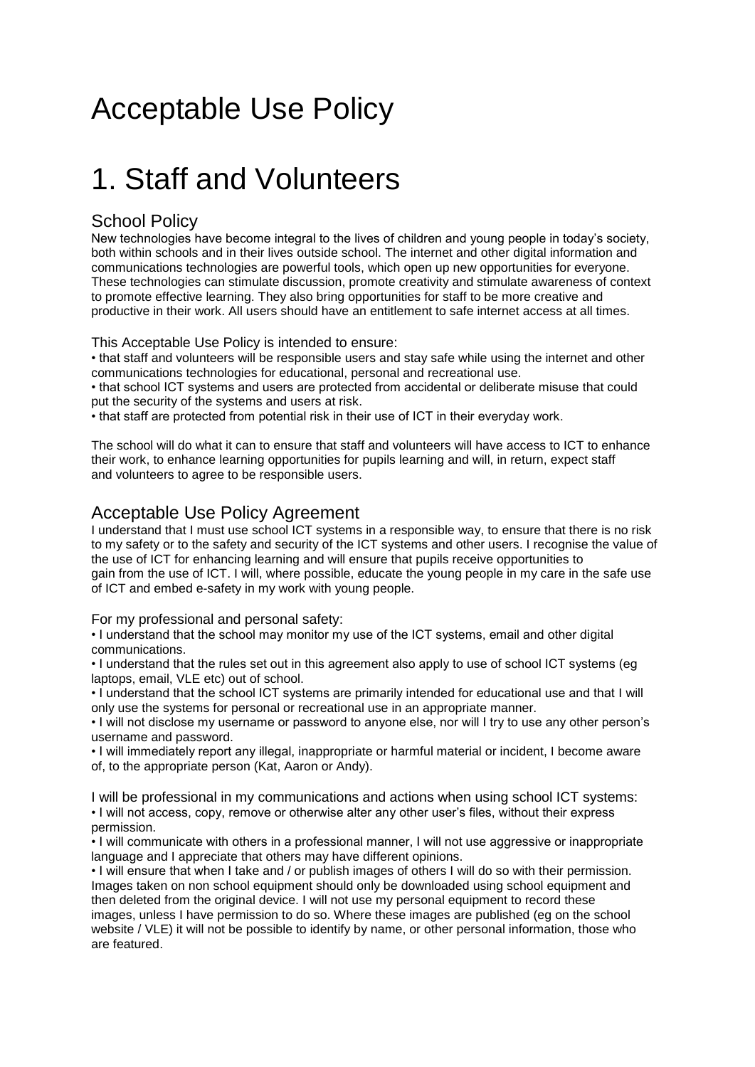# Acceptable Use Policy

# 1. Staff and Volunteers

## School Policy

New technologies have become integral to the lives of children and young people in today's society, both within schools and in their lives outside school. The internet and other digital information and communications technologies are powerful tools, which open up new opportunities for everyone. These technologies can stimulate discussion, promote creativity and stimulate awareness of context to promote effective learning. They also bring opportunities for staff to be more creative and productive in their work. All users should have an entitlement to safe internet access at all times.

This Acceptable Use Policy is intended to ensure:

- that staff and volunteers will be responsible users and stay safe while using the internet and other communications technologies for educational, personal and recreational use.
- that school ICT systems and users are protected from accidental or deliberate misuse that could put the security of the systems and users at risk.
- that staff are protected from potential risk in their use of ICT in their everyday work.

The school will do what it can to ensure that staff and volunteers will have access to ICT to enhance their work, to enhance learning opportunities for pupils learning and will, in return, expect staff and volunteers to agree to be responsible users.

## Acceptable Use Policy Agreement

I understand that I must use school ICT systems in a responsible way, to ensure that there is no risk to my safety or to the safety and security of the ICT systems and other users. I recognise the value of the use of ICT for enhancing learning and will ensure that pupils receive opportunities to gain from the use of ICT. I will, where possible, educate the young people in my care in the safe use of ICT and embed e-safety in my work with young people.

For my professional and personal safety:

- I understand that the school may monitor my use of the ICT systems, email and other digital communications.
- I understand that the rules set out in this agreement also apply to use of school ICT systems (eg laptops, email, VLE etc) out of school.
- I understand that the school ICT systems are primarily intended for educational use and that I will only use the systems for personal or recreational use in an appropriate manner.
- I will not disclose my username or password to anyone else, nor will I try to use any other person's username and password.
- I will immediately report any illegal, inappropriate or harmful material or incident, I become aware of, to the appropriate person (Kat, Aaron or Andy).

I will be professional in my communications and actions when using school ICT systems:

- I will not access, copy, remove or otherwise alter any other user's files, without their express permission.
- I will communicate with others in a professional manner, I will not use aggressive or inappropriate language and I appreciate that others may have different opinions.
- I will ensure that when I take and / or publish images of others I will do so with their permission. Images taken on non school equipment should only be downloaded using school equipment and then deleted from the original device. I will not use my personal equipment to record these images, unless I have permission to do so. Where these images are published (eg on the school website / VLE) it will not be possible to identify by name, or other personal information, those who are featured.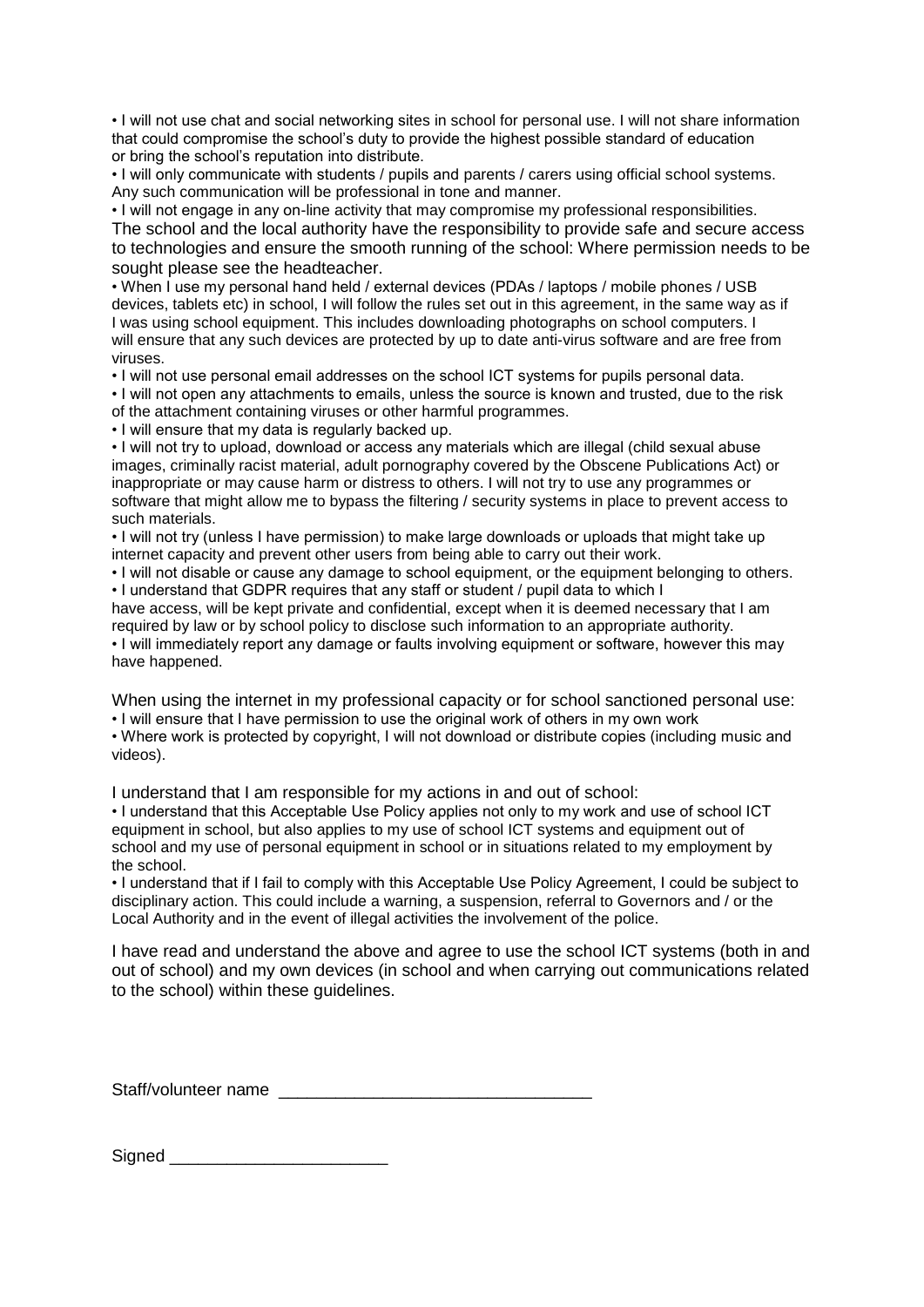- I will not use chat and social networking sites in school for personal use. I will not share information that could compromise the school's duty to provide the highest possible standard of education or bring the school's reputation into distribute.
- I will only communicate with students / pupils and parents / carers using official school systems. Any such communication will be professional in tone and manner.
- I will not engage in any on-line activity that may compromise my professional responsibilities.

The school and the local authority have the responsibility to provide safe and secure access to technologies and ensure the smooth running of the school: Where permission needs to be sought please see the headteacher.

- When I use my personal hand held / external devices (PDAs / laptops / mobile phones / USB devices, tablets etc) in school, I will follow the rules set out in this agreement, in the same way as if I was using school equipment. This includes downloading photographs on school computers. I will ensure that any such devices are protected by up to date anti-virus software and are free from viruses.
- I will not use personal email addresses on the school ICT systems for pupils personal data.
- I will not open any attachments to emails, unless the source is known and trusted, due to the risk of the attachment containing viruses or other harmful programmes.
- I will ensure that my data is regularly backed up.
- I will not try to upload, download or access any materials which are illegal (child sexual abuse images, criminally racist material, adult pornography covered by the Obscene Publications Act) or inappropriate or may cause harm or distress to others. I will not try to use any programmes or software that might allow me to bypass the filtering / security systems in place to prevent access to such materials.
- I will not try (unless I have permission) to make large downloads or uploads that might take up internet capacity and prevent other users from being able to carry out their work.
- I will not disable or cause any damage to school equipment, or the equipment belonging to others.
- I understand that GDPR requires that any staff or student / pupil data to which I have access, will be kept private and confidential, except when it is deemed necessary that I am required by law or by school policy to disclose such information to an appropriate authority.
- I will immediately report any damage or faults involving equipment or software, however this may have happened.

When using the internet in my professional capacity or for school sanctioned personal use:

- I will ensure that I have permission to use the original work of others in my own work
- Where work is protected by copyright, I will not download or distribute copies (including music and videos).

I understand that I am responsible for my actions in and out of school:

- I understand that this Acceptable Use Policy applies not only to my work and use of school ICT equipment in school, but also applies to my use of school ICT systems and equipment out of school and my use of personal equipment in school or in situations related to my employment by the school.
- I understand that if I fail to comply with this Acceptable Use Policy Agreement, I could be subject to disciplinary action. This could include a warning, a suspension, referral to Governors and / or the Local Authority and in the event of illegal activities the involvement of the police.

I have read and understand the above and agree to use the school ICT systems (both in and out of school) and my own devices (in school and when carrying out communications related to the school) within these guidelines.

Staff/volunteer name ________________________________

Signed ______________________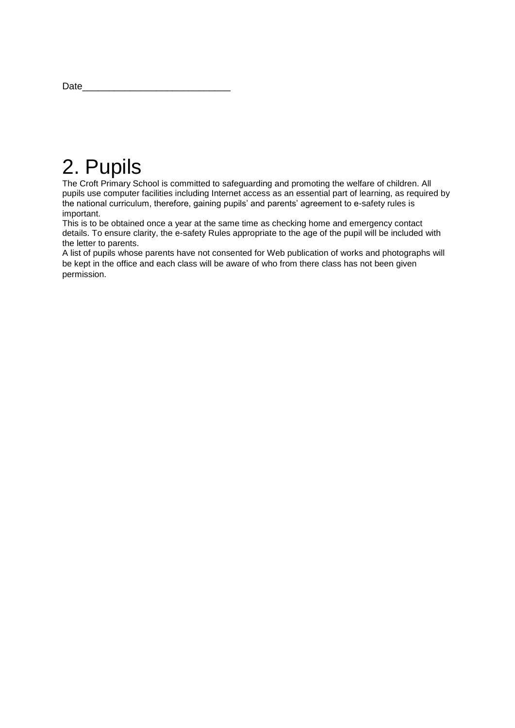Date____________________________

# 2. Pupils

The Croft Primary School is committed to safeguarding and promoting the welfare of children. All pupils use computer facilities including Internet access as an essential part of learning, as required by the national curriculum, therefore, gaining pupils' and parents' agreement to e-safety rules is important.

This is to be obtained once a year at the same time as checking home and emergency contact details. To ensure clarity, the e-safety Rules appropriate to the age of the pupil will be included with the letter to parents.

A list of pupils whose parents have not consented for Web publication of works and photographs will be kept in the office and each class will be aware of who from there class has not been given permission.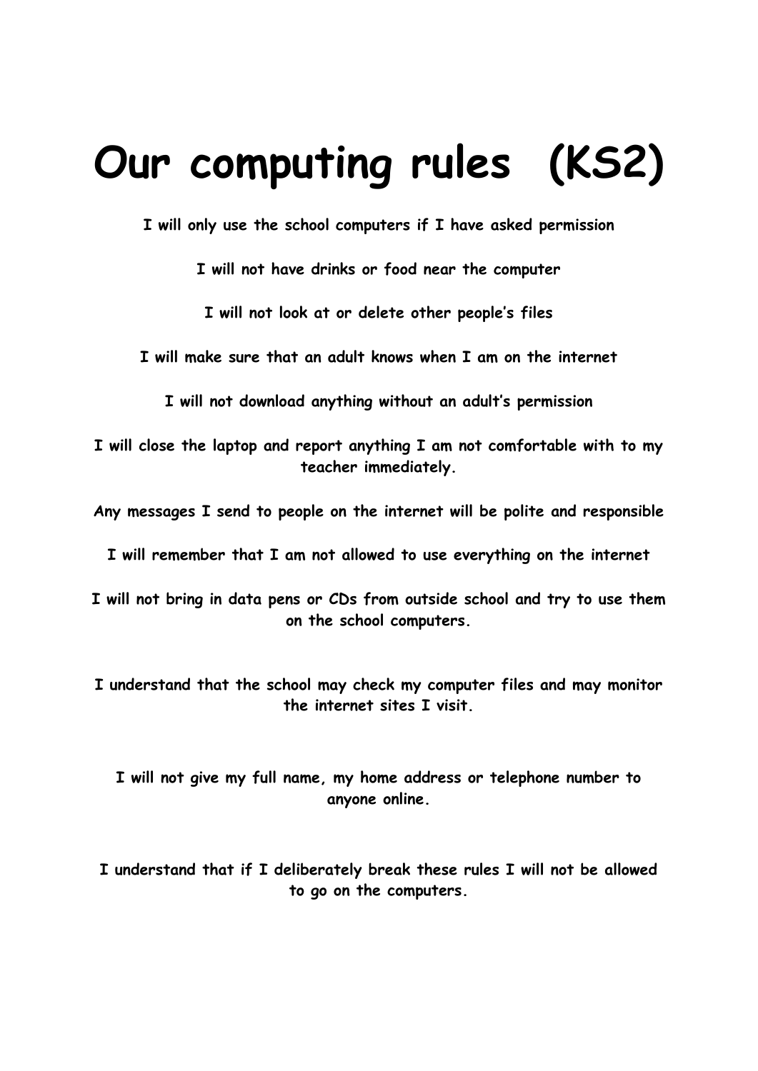# Our computing rules (KS2)

**I will only use the school computers if I have asked permission**

**I will not have drinks or food near the computer**

**I will not look at or delete other people's files**

**I will make sure that an adult knows when I am on the internet**

**I will not download anything without an adult's permission**

**I will close the laptop and report anything I am not comfortable with to my teacher immediately.**

**Any messages I send to people on the internet will be polite and responsible**

**I will remember that I am not allowed to use everything on the internet**

**I will not bring in data pens or CDs from outside school and try to use them on the school computers.**

**I understand that the school may check my computer files and may monitor the internet sites I visit.**

**I will not give my full name, my home address or telephone number to anyone online.**

**I understand that if I deliberately break these rules I will not be allowed to go on the computers.**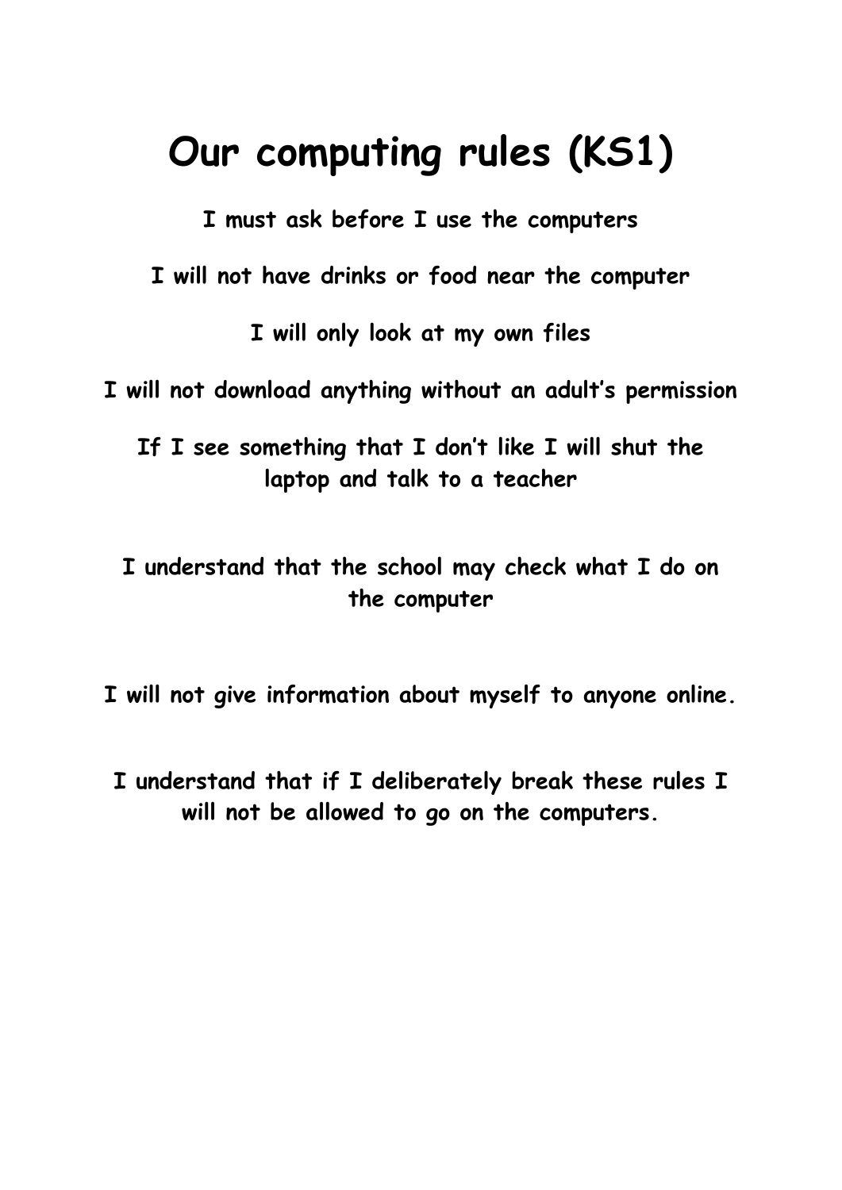# Our computing rules (KS1)

**I must ask before I use the computers**

**I will not have drinks or food near the computer**

**I will only look at my own files**

**I will not download anything without an adult's permission**

**If I see something that I don't like I will shut the laptop and talk to a teacher**

**I understand that the school may check what I do on the computer**

**I will not give information about myself to anyone online.**

**I understand that if I deliberately break these rules I will not be allowed to go on the computers.**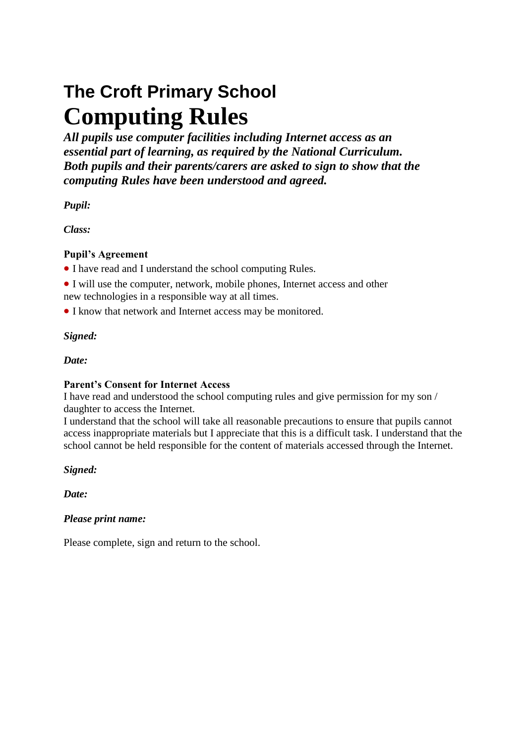## The Croft Primary School

# Computing Rules

***All pupils use computer facilities including Internet access as an essential part of learning, as required by the National Curriculum. Both pupils and their parents/carers are asked to sign to show that the computing Rules have been understood and agreed.***

***Pupil:***

***Class:***

**Pupil's Agreement**

- I have read and I understand the school computing Rules.
- I will use the computer, network, mobile phones, Internet access and other new technologies in a responsible way at all times.
- I know that network and Internet access may be monitored.

***Signed:***

***Date:***

**Parent's Consent for Internet Access**

I have read and understood the school computing rules and give permission for my son / daughter to access the Internet.

I understand that the school will take all reasonable precautions to ensure that pupils cannot access inappropriate materials but I appreciate that this is a difficult task. I understand that the school cannot be held responsible for the content of materials accessed through the Internet.

***Signed:***

***Date:***

***Please print name:***

Please complete, sign and return to the school.